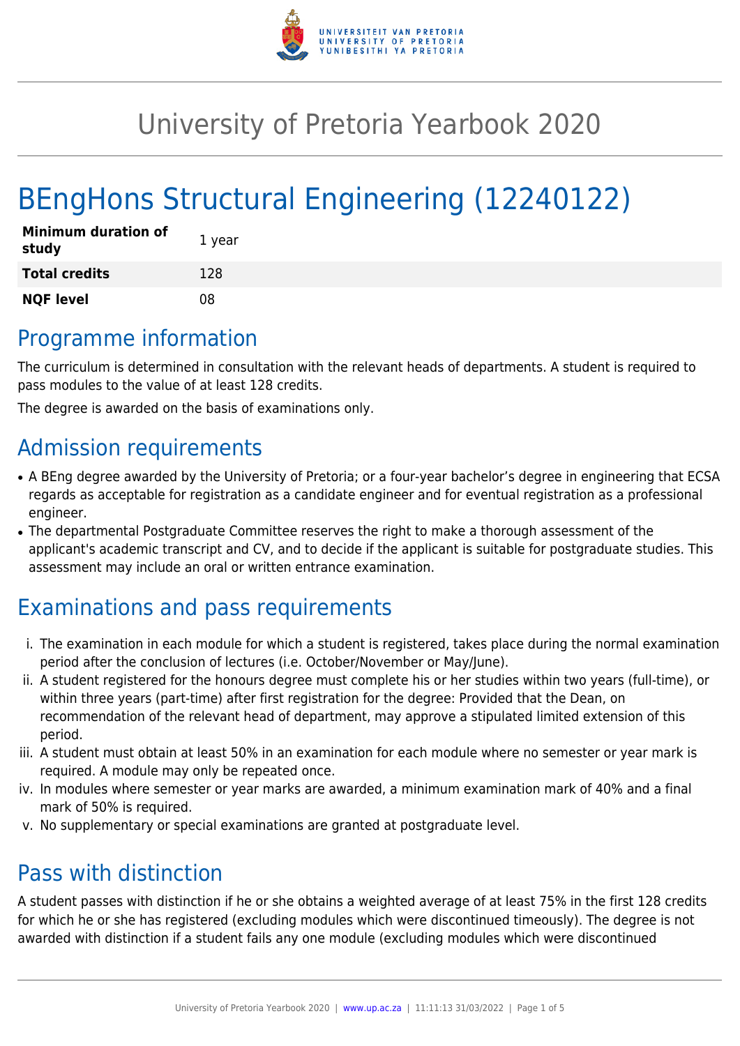# University of Pretoria Yearbook 2020

# BEngHons Structural Engineering (12240122)

| | |
|---|---|
| **Minimum duration of study** | 1 year |
| **Total credits** | 128 |
| **NQF level** | 08 |

## Programme information

The curriculum is determined in consultation with the relevant heads of departments. A student is required to pass modules to the value of at least 128 credits.

The degree is awarded on the basis of examinations only.

## Admission requirements

- A BEng degree awarded by the University of Pretoria; or a four-year bachelor's degree in engineering that ECSA regards as acceptable for registration as a candidate engineer and for eventual registration as a professional engineer.
- The departmental Postgraduate Committee reserves the right to make a thorough assessment of the applicant's academic transcript and CV, and to decide if the applicant is suitable for postgraduate studies. This assessment may include an oral or written entrance examination.

## Examinations and pass requirements

i. The examination in each module for which a student is registered, takes place during the normal examination period after the conclusion of lectures (i.e. October/November or May/June).

ii. A student registered for the honours degree must complete his or her studies within two years (full-time), or within three years (part-time) after first registration for the degree: Provided that the Dean, on recommendation of the relevant head of department, may approve a stipulated limited extension of this period.

iii. A student must obtain at least 50% in an examination for each module where no semester or year mark is required. A module may only be repeated once.

iv. In modules where semester or year marks are awarded, a minimum examination mark of 40% and a final mark of 50% is required.

v. No supplementary or special examinations are granted at postgraduate level.

## Pass with distinction

A student passes with distinction if he or she obtains a weighted average of at least 75% in the first 128 credits for which he or she has registered (excluding modules which were discontinued timeously). The degree is not awarded with distinction if a student fails any one module (excluding modules which were discontinued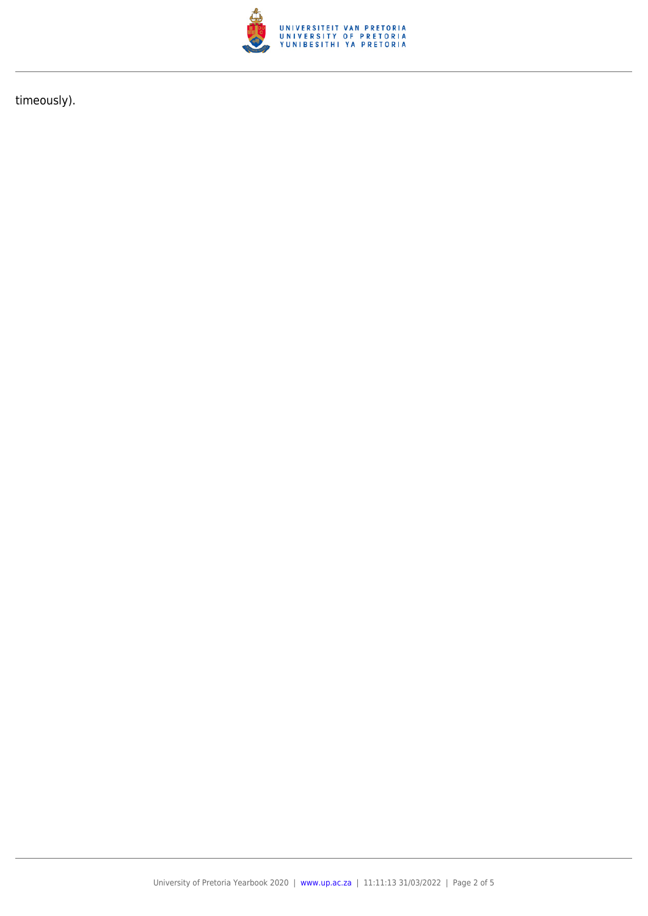timeously).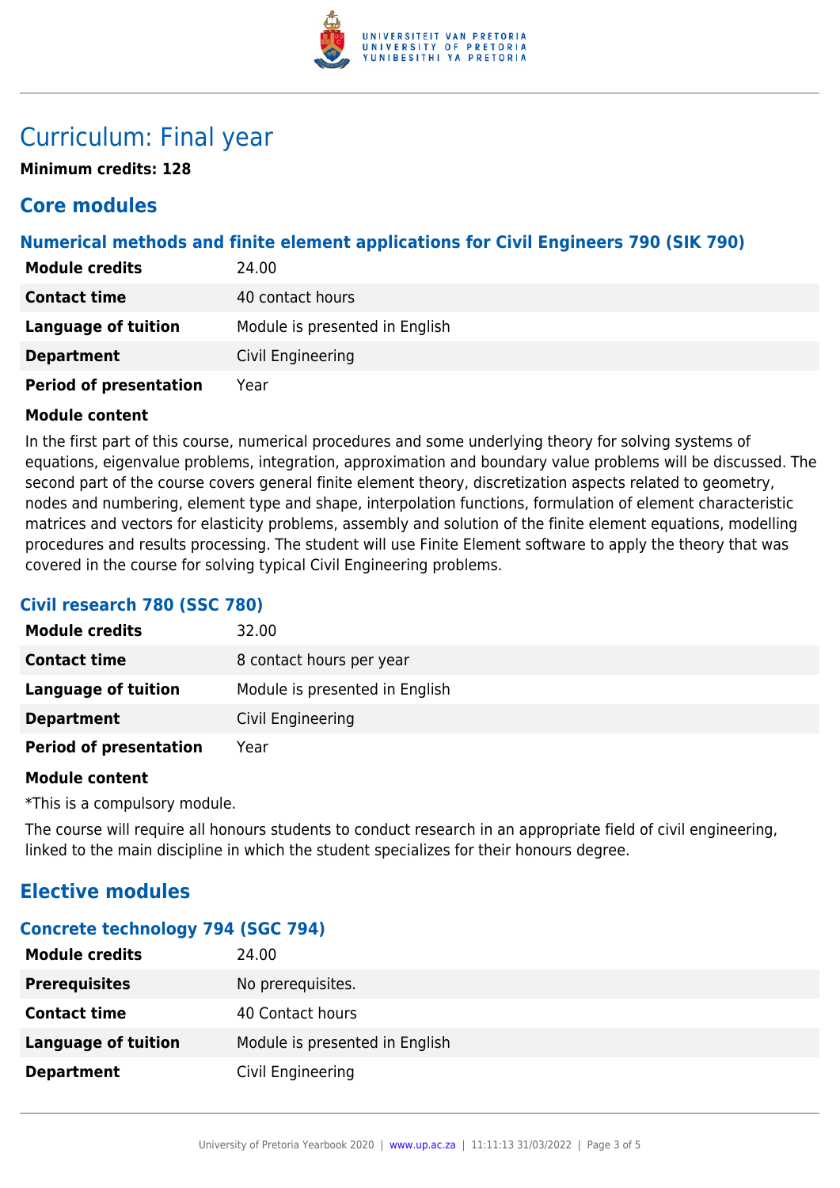# Curriculum: Final year

**Minimum credits: 128**

## Core modules

### Numerical methods and finite element applications for Civil Engineers 790 (SIK 790)

| | |
|---|---|
| **Module credits** | 24.00 |
| **Contact time** | 40 contact hours |
| **Language of tuition** | Module is presented in English |
| **Department** | Civil Engineering |
| **Period of presentation** | Year |

**Module content**

In the first part of this course, numerical procedures and some underlying theory for solving systems of equations, eigenvalue problems, integration, approximation and boundary value problems will be discussed. The second part of the course covers general finite element theory, discretization aspects related to geometry, nodes and numbering, element type and shape, interpolation functions, formulation of element characteristic matrices and vectors for elasticity problems, assembly and solution of the finite element equations, modelling procedures and results processing. The student will use Finite Element software to apply the theory that was covered in the course for solving typical Civil Engineering problems.

### Civil research 780 (SSC 780)

| | |
|---|---|
| **Module credits** | 32.00 |
| **Contact time** | 8 contact hours per year |
| **Language of tuition** | Module is presented in English |
| **Department** | Civil Engineering |
| **Period of presentation** | Year |

**Module content**

*This is a compulsory module.

The course will require all honours students to conduct research in an appropriate field of civil engineering, linked to the main discipline in which the student specializes for their honours degree.

## Elective modules

### Concrete technology 794 (SGC 794)

| | |
|---|---|
| **Module credits** | 24.00 |
| **Prerequisites** | No prerequisites. |
| **Contact time** | 40 Contact hours |
| **Language of tuition** | Module is presented in English |
| **Department** | Civil Engineering |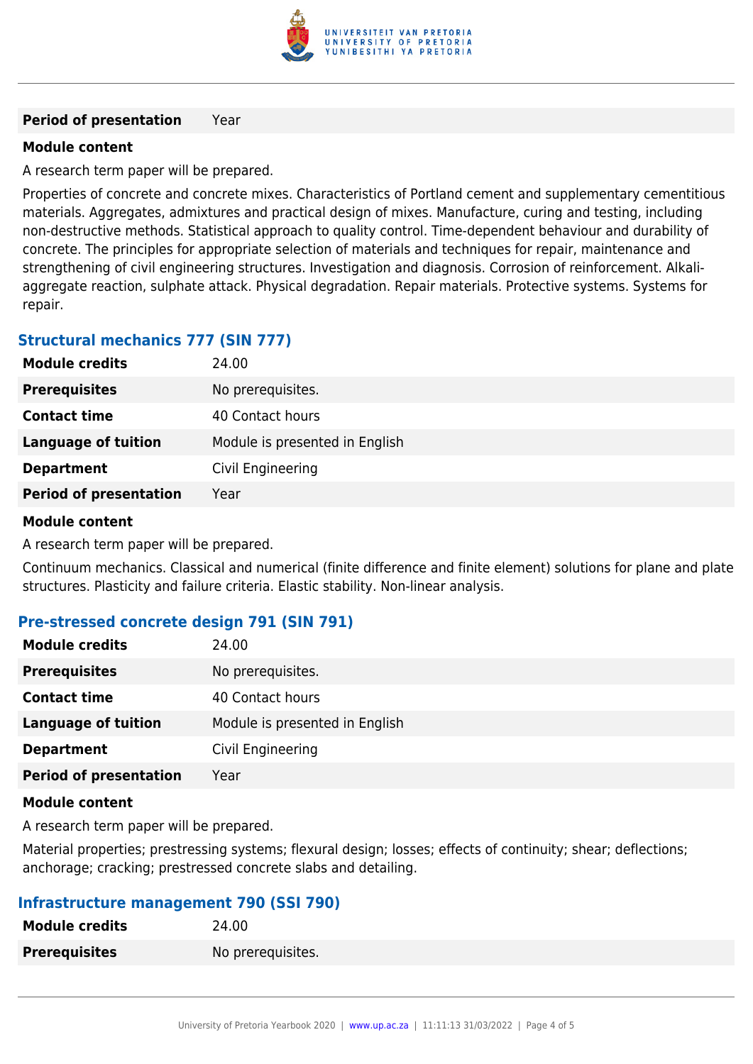| | |
|---|---|
| **Period of presentation** | Year |

**Module content**

A research term paper will be prepared.

Properties of concrete and concrete mixes. Characteristics of Portland cement and supplementary cementitious materials. Aggregates, admixtures and practical design of mixes. Manufacture, curing and testing, including non-destructive methods. Statistical approach to quality control. Time-dependent behaviour and durability of concrete. The principles for appropriate selection of materials and techniques for repair, maintenance and strengthening of civil engineering structures. Investigation and diagnosis. Corrosion of reinforcement. Alkali-aggregate reaction, sulphate attack. Physical degradation. Repair materials. Protective systems. Systems for repair.

### Structural mechanics 777 (SIN 777)

| | |
|---|---|
| **Module credits** | 24.00 |
| **Prerequisites** | No prerequisites. |
| **Contact time** | 40 Contact hours |
| **Language of tuition** | Module is presented in English |
| **Department** | Civil Engineering |
| **Period of presentation** | Year |

**Module content**

A research term paper will be prepared.

Continuum mechanics. Classical and numerical (finite difference and finite element) solutions for plane and plate structures. Plasticity and failure criteria. Elastic stability. Non-linear analysis.

### Pre-stressed concrete design 791 (SIN 791)

| | |
|---|---|
| **Module credits** | 24.00 |
| **Prerequisites** | No prerequisites. |
| **Contact time** | 40 Contact hours |
| **Language of tuition** | Module is presented in English |
| **Department** | Civil Engineering |
| **Period of presentation** | Year |

**Module content**

A research term paper will be prepared.

Material properties; prestressing systems; flexural design; losses; effects of continuity; shear; deflections; anchorage; cracking; prestressed concrete slabs and detailing.

### Infrastructure management 790 (SSI 790)

| | |
|---|---|
| **Module credits** | 24.00 |
| **Prerequisites** | No prerequisites. |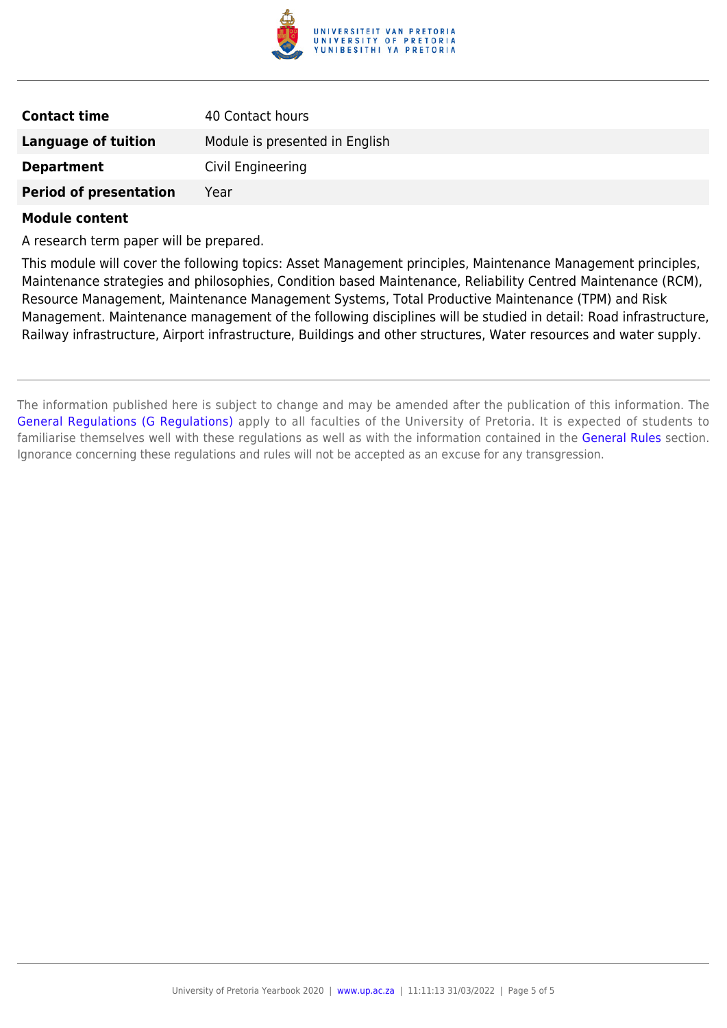| | |
|---|---|
| **Contact time** | 40 Contact hours |
| **Language of tuition** | Module is presented in English |
| **Department** | Civil Engineering |
| **Period of presentation** | Year |

**Module content**

A research term paper will be prepared.

This module will cover the following topics: Asset Management principles, Maintenance Management principles, Maintenance strategies and philosophies, Condition based Maintenance, Reliability Centred Maintenance (RCM), Resource Management, Maintenance Management Systems, Total Productive Maintenance (TPM) and Risk Management. Maintenance management of the following disciplines will be studied in detail: Road infrastructure, Railway infrastructure, Airport infrastructure, Buildings and other structures, Water resources and water supply.

---

The information published here is subject to change and may be amended after the publication of this information. The General Regulations (G Regulations) apply to all faculties of the University of Pretoria. It is expected of students to familiarise themselves well with these regulations as well as with the information contained in the General Rules section. Ignorance concerning these regulations and rules will not be accepted as an excuse for any transgression.